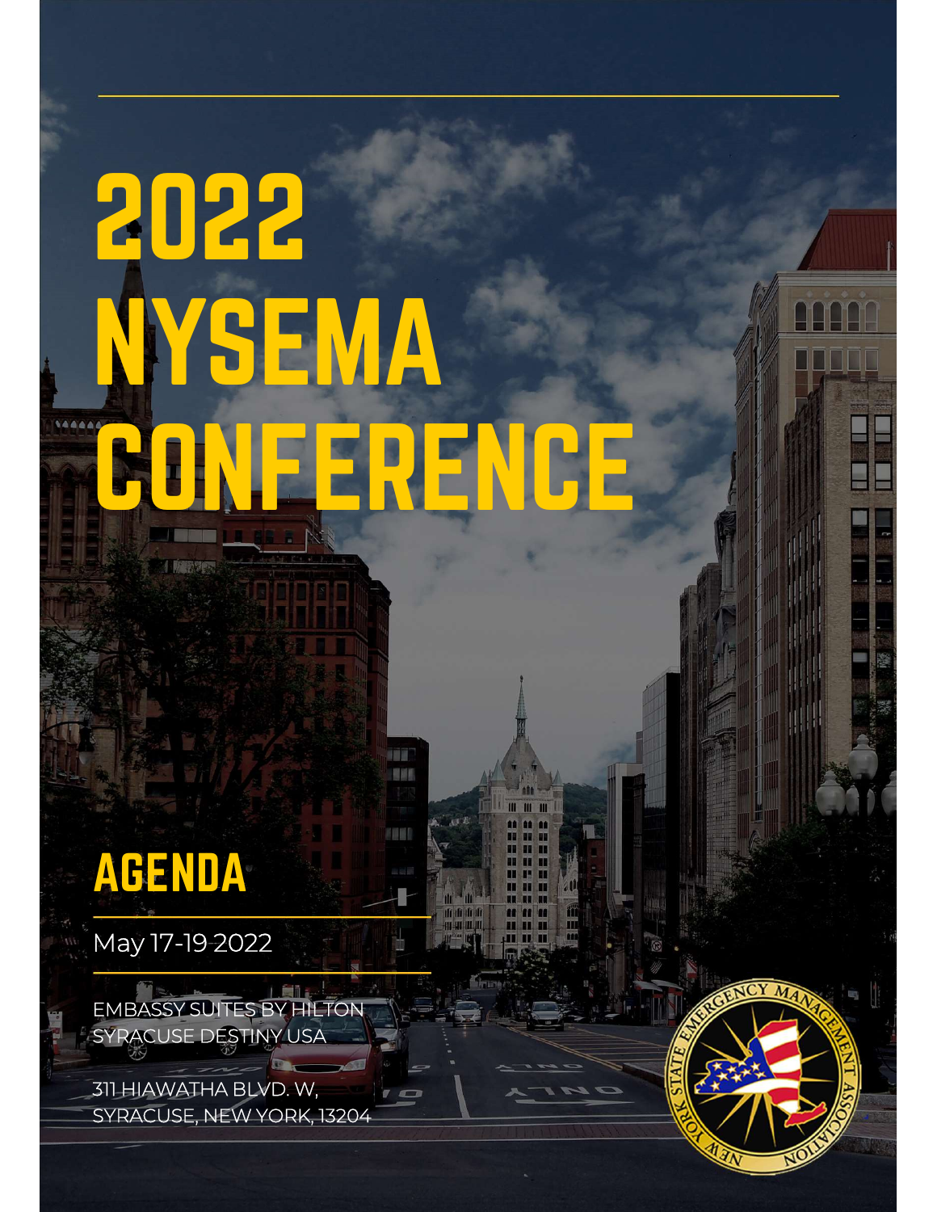# 2022 NYSEMA CONFERENCE

## AGENDA

May 17-19 2022

EMBASSY SUITES BY HILTON
SYRACUSE DESTINY USA

311 HIAWATHA BLVD. W,
SYRACUSE, NEW YORK, 13204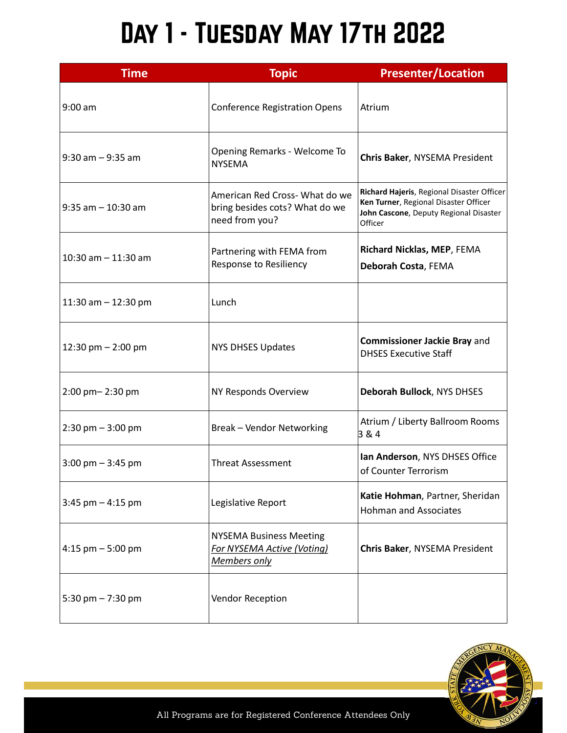# Day 1 - Tuesday May 17th 2022

| Time | Topic | Presenter/Location |
|---|---|---|
| 9:00 am | Conference Registration Opens | Atrium |
| 9:30 am – 9:35 am | Opening Remarks - Welcome To NYSEMA | **Chris Baker**, NYSEMA President |
| 9:35 am – 10:30 am | American Red Cross- What do we bring besides cots? What do we need from you? | **Richard Hajeris**, Regional Disaster Officer<br>**Ken Turner**, Regional Disaster Officer<br>**John Cascone**, Deputy Regional Disaster Officer |
| 10:30 am – 11:30 am | Partnering with FEMA from Response to Resiliency | **Richard Nicklas, MEP**, FEMA<br>**Deborah Costa**, FEMA |
| 11:30 am – 12:30 pm | Lunch | |
| 12:30 pm – 2:00 pm | NYS DHSES Updates | **Commissioner Jackie Bray** and DHSES Executive Staff |
| 2:00 pm– 2:30 pm | NY Responds Overview | **Deborah Bullock**, NYS DHSES |
| 2:30 pm – 3:00 pm | Break – Vendor Networking | Atrium / Liberty Ballroom Rooms 3 & 4 |
| 3:00 pm – 3:45 pm | Threat Assessment | **Ian Anderson**, NYS DHSES Office of Counter Terrorism |
| 3:45 pm – 4:15 pm | Legislative Report | **Katie Hohman**, Partner, Sheridan Hohman and Associates |
| 4:15 pm – 5:00 pm | NYSEMA Business Meeting<br>*For NYSEMA Active (Voting) Members only* | **Chris Baker**, NYSEMA President |
| 5:30 pm – 7:30 pm | Vendor Reception | |

All Programs are for Registered Conference Attendees Only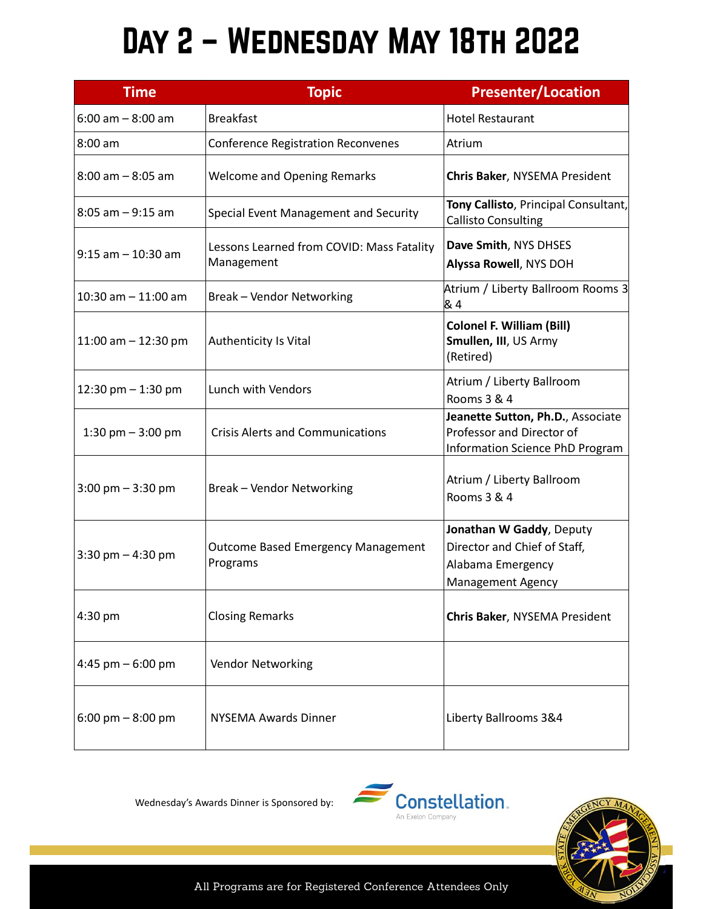# Day 2 – Wednesday May 18th 2022

| Time | Topic | Presenter/Location |
|---|---|---|
| 6:00 am – 8:00 am | Breakfast | Hotel Restaurant |
| 8:00 am | Conference Registration Reconvenes | Atrium |
| 8:00 am – 8:05 am | Welcome and Opening Remarks | **Chris Baker**, NYSEMA President |
| 8:05 am – 9:15 am | Special Event Management and Security | **Tony Callisto**, Principal Consultant, Callisto Consulting |
| 9:15 am – 10:30 am | Lessons Learned from COVID: Mass Fatality Management | **Dave Smith**, NYS DHSES<br>**Alyssa Rowell**, NYS DOH |
| 10:30 am – 11:00 am | Break – Vendor Networking | Atrium / Liberty Ballroom Rooms 3 & 4 |
| 11:00 am – 12:30 pm | Authenticity Is Vital | **Colonel F. William (Bill) Smullen, III**, US Army (Retired) |
| 12:30 pm – 1:30 pm | Lunch with Vendors | Atrium / Liberty Ballroom Rooms 3 & 4 |
| 1:30 pm – 3:00 pm | Crisis Alerts and Communications | **Jeanette Sutton, Ph.D.**, Associate Professor and Director of Information Science PhD Program |
| 3:00 pm – 3:30 pm | Break – Vendor Networking | Atrium / Liberty Ballroom Rooms 3 & 4 |
| 3:30 pm – 4:30 pm | Outcome Based Emergency Management Programs | **Jonathan W Gaddy**, Deputy Director and Chief of Staff, Alabama Emergency Management Agency |
| 4:30 pm | Closing Remarks | **Chris Baker**, NYSEMA President |
| 4:45 pm – 6:00 pm | Vendor Networking | |
| 6:00 pm – 8:00 pm | NYSEMA Awards Dinner | Liberty Ballrooms 3&4 |

Wednesday's Awards Dinner is Sponsored by: Constellation. An Exelon Company

All Programs are for Registered Conference Attendees Only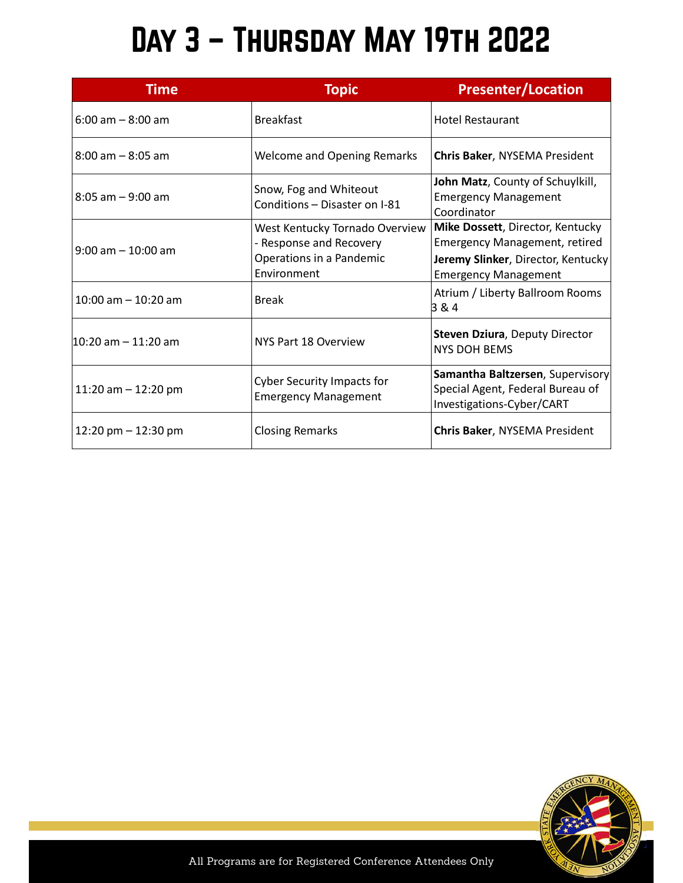# Day 3 – Thursday May 19th 2022

| Time | Topic | Presenter/Location |
|---|---|---|
| 6:00 am – 8:00 am | Breakfast | Hotel Restaurant |
| 8:00 am – 8:05 am | Welcome and Opening Remarks | **Chris Baker**, NYSEMA President |
| 8:05 am – 9:00 am | Snow, Fog and Whiteout Conditions – Disaster on I-81 | **John Matz**, County of Schuylkill, Emergency Management Coordinator |
| 9:00 am – 10:00 am | West Kentucky Tornado Overview - Response and Recovery Operations in a Pandemic Environment | **Mike Dossett**, Director, Kentucky Emergency Management, retired<br>**Jeremy Slinker**, Director, Kentucky Emergency Management |
| 10:00 am – 10:20 am | Break | Atrium / Liberty Ballroom Rooms 3 & 4 |
| 10:20 am – 11:20 am | NYS Part 18 Overview | **Steven Dziura**, Deputy Director NYS DOH BEMS |
| 11:20 am – 12:20 pm | Cyber Security Impacts for Emergency Management | **Samantha Baltzersen**, Supervisory Special Agent, Federal Bureau of Investigations-Cyber/CART |
| 12:20 pm – 12:30 pm | Closing Remarks | **Chris Baker**, NYSEMA President |

All Programs are for Registered Conference Attendees Only